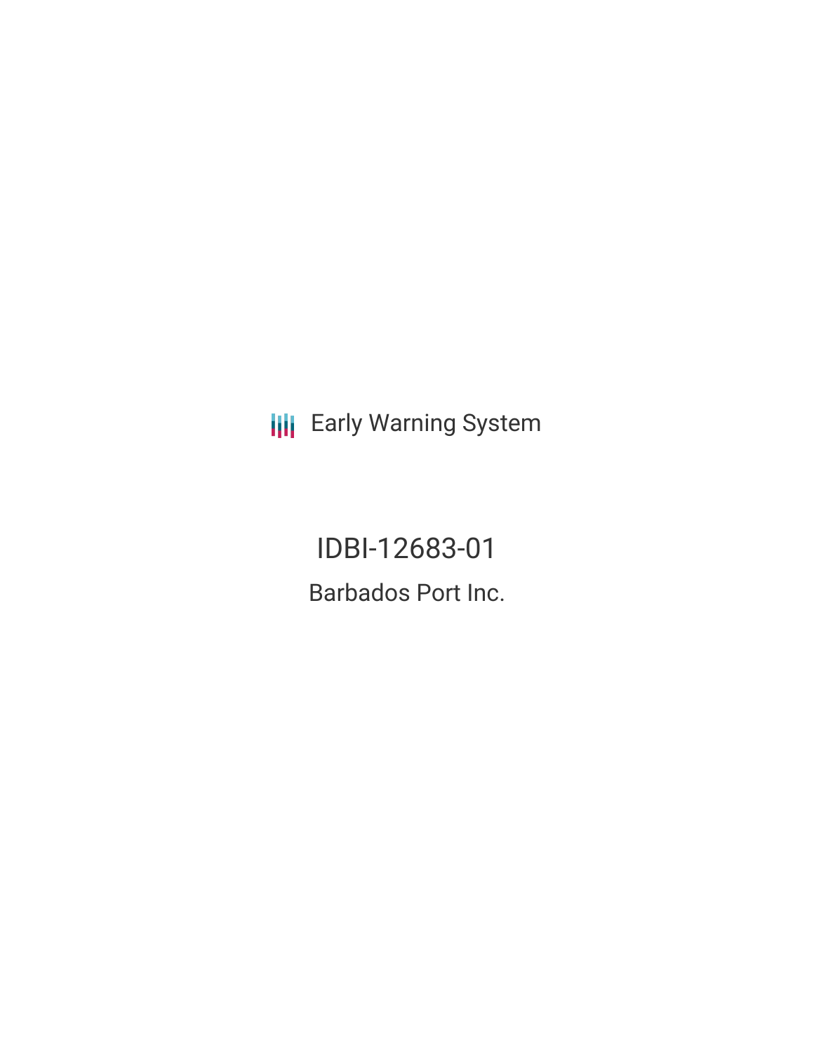Early Warning System

# IDBI-12683-01

## Barbados Port Inc.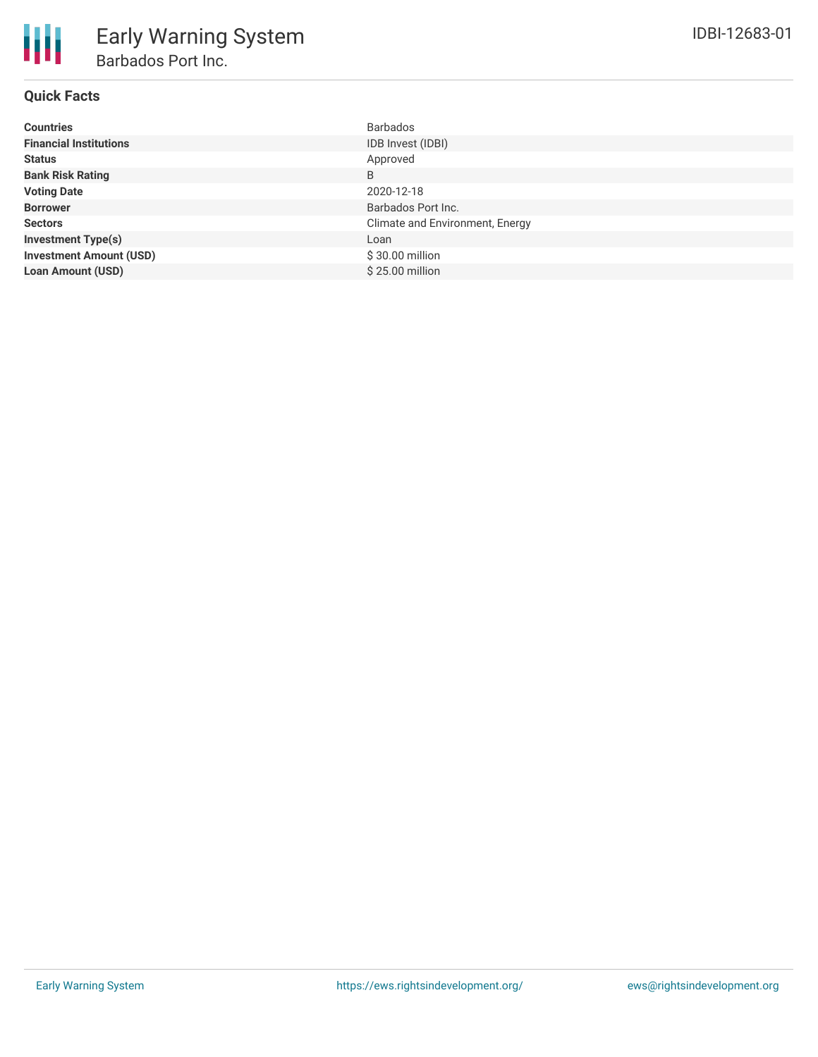# Early Warning System

## Barbados Port Inc.

IDBI-12683-01

### Quick Facts

| | |
|---|---|
| **Countries** | Barbados |
| **Financial Institutions** | IDB Invest (IDBI) |
| **Status** | Approved |
| **Bank Risk Rating** | B |
| **Voting Date** | 2020-12-18 |
| **Borrower** | Barbados Port Inc. |
| **Sectors** | Climate and Environment, Energy |
| **Investment Type(s)** | Loan |
| **Investment Amount (USD)** | $ 30.00 million |
| **Loan Amount (USD)** | $ 25.00 million |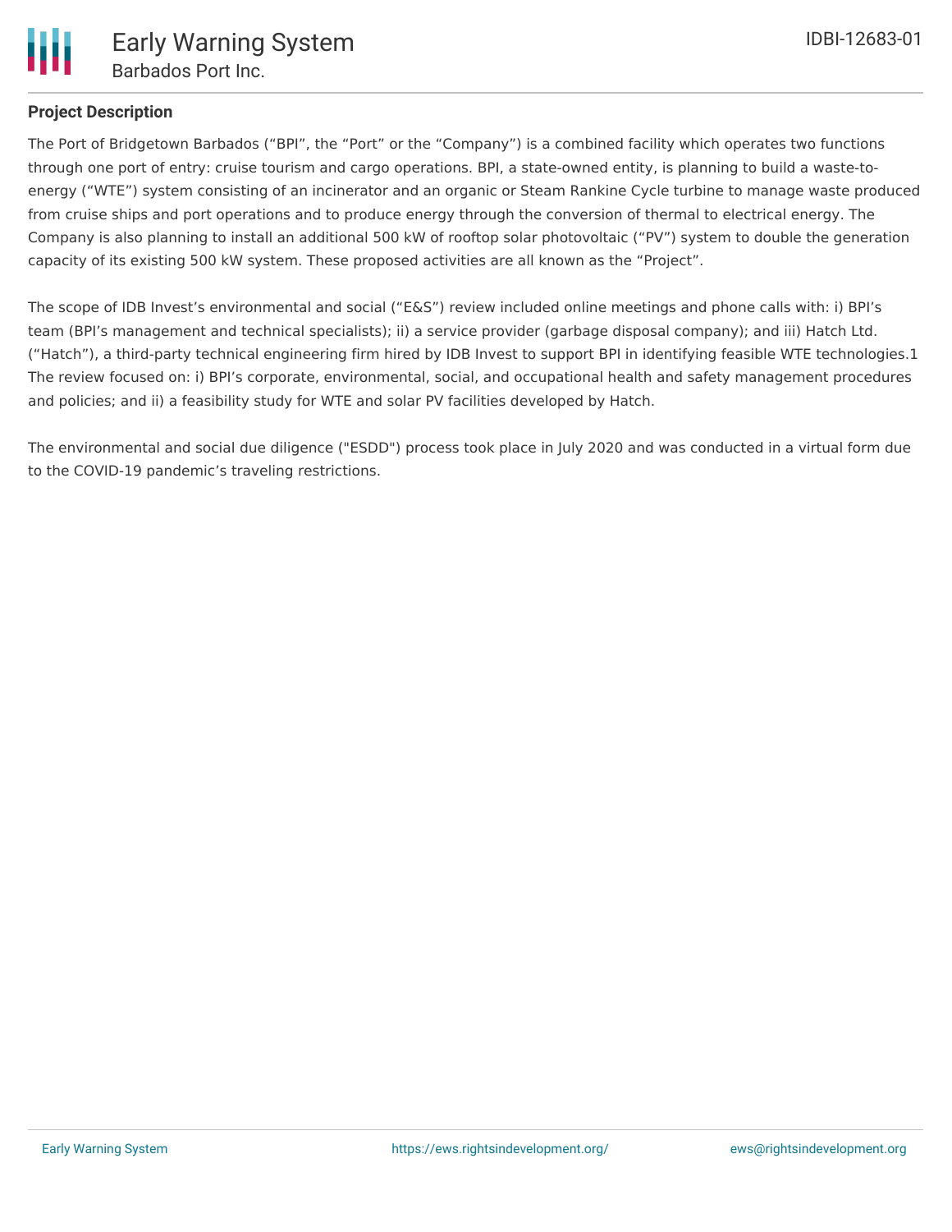## Project Description

The Port of Bridgetown Barbados ("BPI", the "Port" or the "Company") is a combined facility which operates two functions through one port of entry: cruise tourism and cargo operations. BPI, a state-owned entity, is planning to build a waste-to-energy ("WTE") system consisting of an incinerator and an organic or Steam Rankine Cycle turbine to manage waste produced from cruise ships and port operations and to produce energy through the conversion of thermal to electrical energy. The Company is also planning to install an additional 500 kW of rooftop solar photovoltaic ("PV") system to double the generation capacity of its existing 500 kW system. These proposed activities are all known as the "Project".

The scope of IDB Invest's environmental and social ("E&S") review included online meetings and phone calls with: i) BPI's team (BPI's management and technical specialists); ii) a service provider (garbage disposal company); and iii) Hatch Ltd. ("Hatch"), a third-party technical engineering firm hired by IDB Invest to support BPI in identifying feasible WTE technologies.[1] The review focused on: i) BPI's corporate, environmental, social, and occupational health and safety management procedures and policies; and ii) a feasibility study for WTE and solar PV facilities developed by Hatch.

The environmental and social due diligence ("ESDD") process took place in July 2020 and was conducted in a virtual form due to the COVID-19 pandemic's traveling restrictions.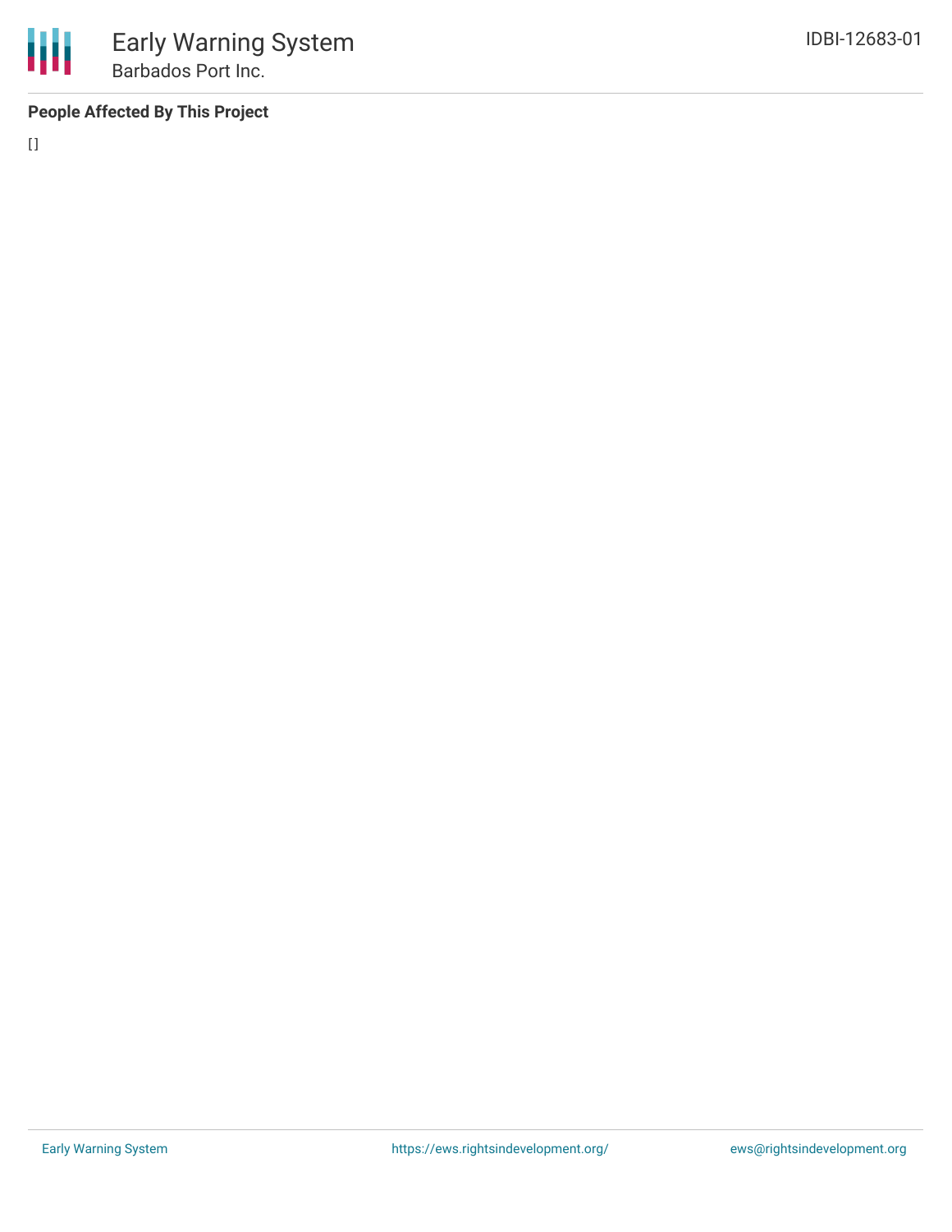**People Affected By This Project**

[]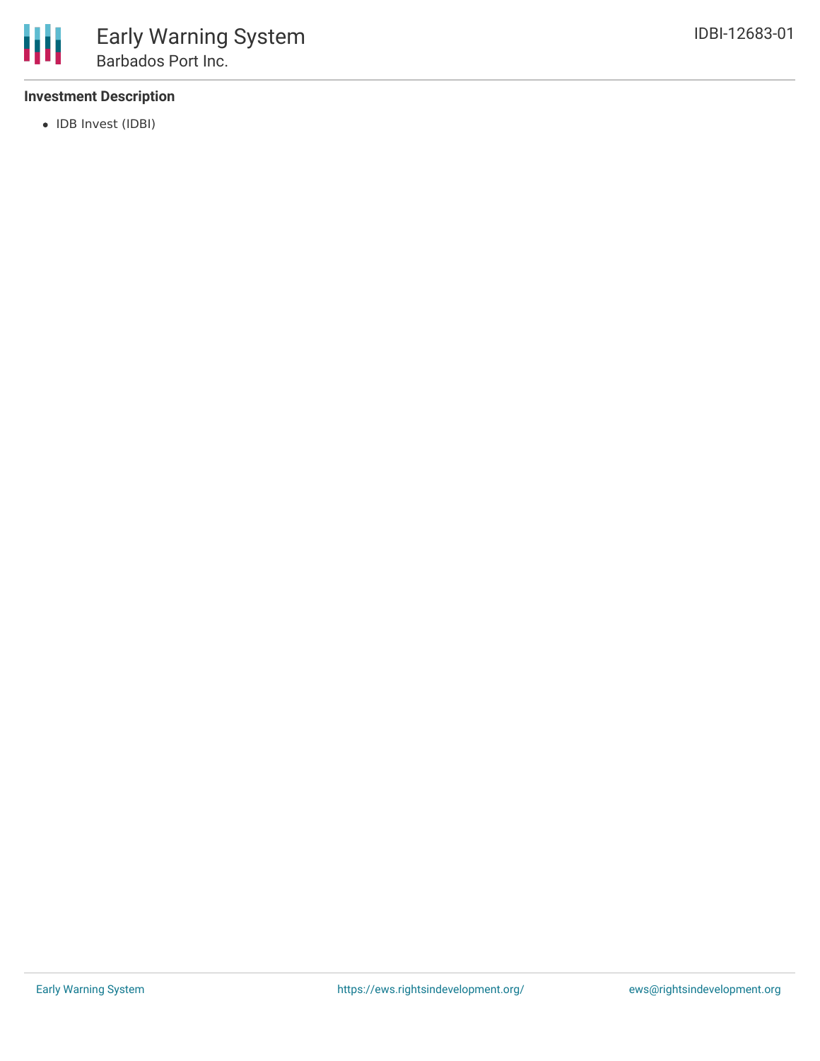### Investment Description

- IDB Invest (IDBI)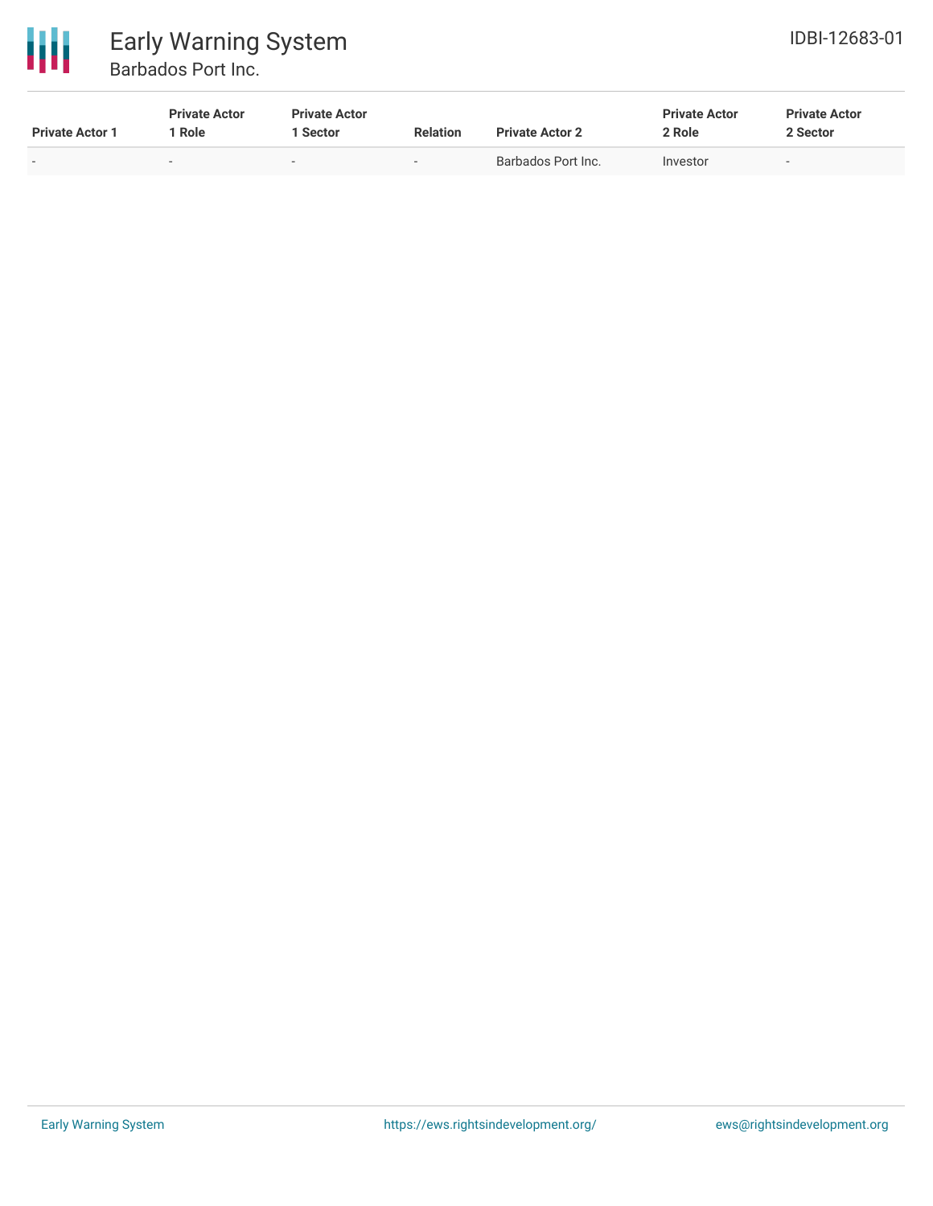| Private Actor 1 | Private Actor 1 Role | Private Actor 1 Sector | Relation | Private Actor 2 | Private Actor 2 Role | Private Actor 2 Sector |
|---|---|---|---|---|---|---|
| - | - | - | - | Barbados Port Inc. | Investor | - |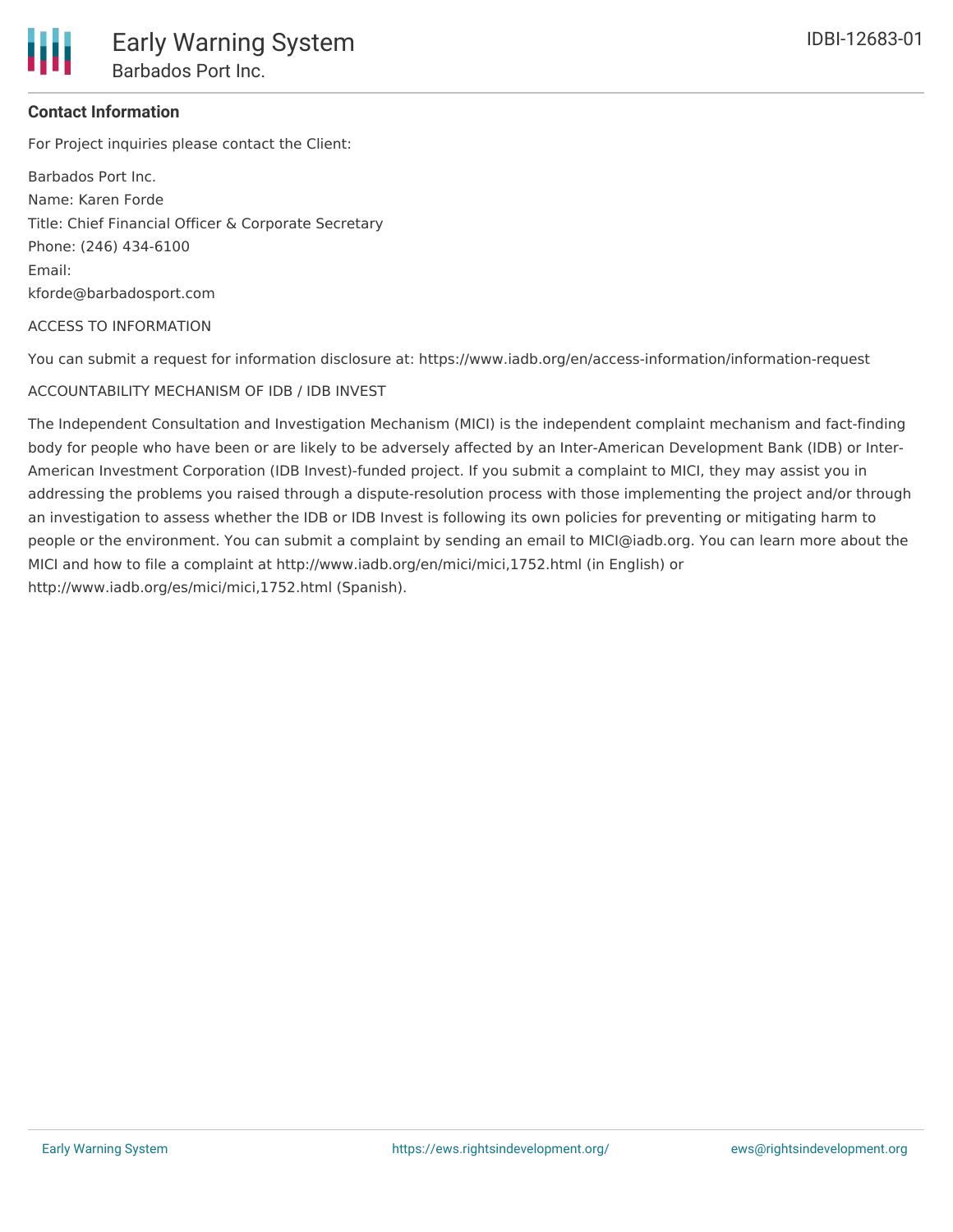## Contact Information

For Project inquiries please contact the Client:

Barbados Port Inc.
Name: Karen Forde
Title: Chief Financial Officer & Corporate Secretary
Phone: (246) 434-6100
Email:
kforde@barbadosport.com

ACCESS TO INFORMATION

You can submit a request for information disclosure at: https://www.iadb.org/en/access-information/information-request

ACCOUNTABILITY MECHANISM OF IDB / IDB INVEST

The Independent Consultation and Investigation Mechanism (MICI) is the independent complaint mechanism and fact-finding body for people who have been or are likely to be adversely affected by an Inter-American Development Bank (IDB) or Inter-American Investment Corporation (IDB Invest)-funded project. If you submit a complaint to MICI, they may assist you in addressing the problems you raised through a dispute-resolution process with those implementing the project and/or through an investigation to assess whether the IDB or IDB Invest is following its own policies for preventing or mitigating harm to people or the environment. You can submit a complaint by sending an email to MICI@iadb.org. You can learn more about the MICI and how to file a complaint at http://www.iadb.org/en/mici/mici,1752.html (in English) or http://www.iadb.org/es/mici/mici,1752.html (Spanish).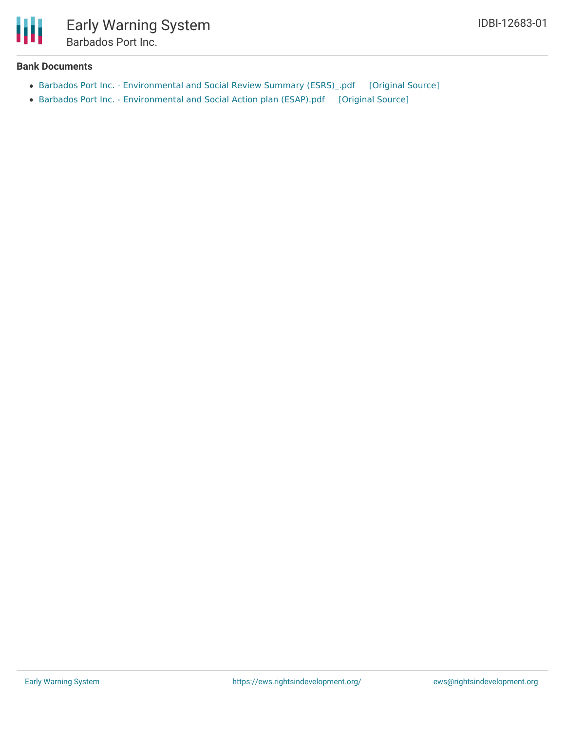## Bank Documents

- Barbados Port Inc. - Environmental and Social Review Summary (ESRS)_.pdf [Original Source]
- Barbados Port Inc. - Environmental and Social Action plan (ESAP).pdf [Original Source]